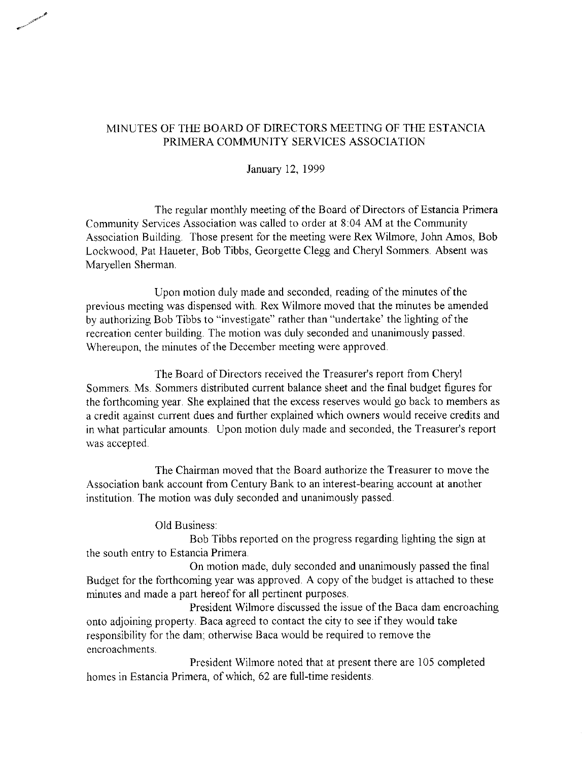# MINUTES OF THE BOARD OF DIRECTORS MEETING OF THE ESTANCIA PRIMERA COMMUNITY SERVICES ASSOCIATION

January 12, 1999

The regular monthly meeting of the Board of Directors of Estancia Primera Community Services Association was called to order at 8:04 AM at the Community Association Building. Those present for the meeting were Rex Wilmore, John Amos, Bob Lockwood, Pat Haueter, Bob Tibbs, Georgette Clegg and Cheryl Sommers. Absent was Maryellen Sherman.

Upon motion duly made and seconded, reading of the minutes of the previous meeting was dispensed with. Rex Wilmore moved that the minutes be amended by authorizing Bob Tibbs to "investigate" rather than "undertake' the lighting of the recreation center building. The motion was duly seconded and unanimously passed. Whereupon, the minutes of the December meeting were approved.

The Board of Directors received the Treasurer's report from Cheryl Sommers. Ms. Sommers distributed current balance sheet and the final budget figures for the forthcoming year. She explained that the excess reserves would go back to members as a credit against current dues and further explained which owners would receive credits and in what particular amounts. Upon motion duly made and seconded, the Treasurer's report was accepted.

The Chairman moved that the Board authorize the Treasurer to move the Association bank account from Century Bank to an interest-bearing account at another institution. The motion was duly seconded and unanimously passed.

Old Business:

Bob Tibbs reported on the progress regarding lighting the sign at the south entry to Estancia Primera.

On motion made, duly seconded and unanimously passed the final Budget for the forthcoming year was approved. A copy of the budget is attached to these minutes and made a part hereof for all pertinent purposes.

President Wilmore discussed the issue of the Baca dam encroaching onto adjoining property. Baca agreed to contact the city to see if they would take responsibility for the dam; otherwise Baca would be required to remove the encroachments.

President Wilmore noted that at present there are 105 completed homes in Estancia Primera, of which, 62 are full-time residents.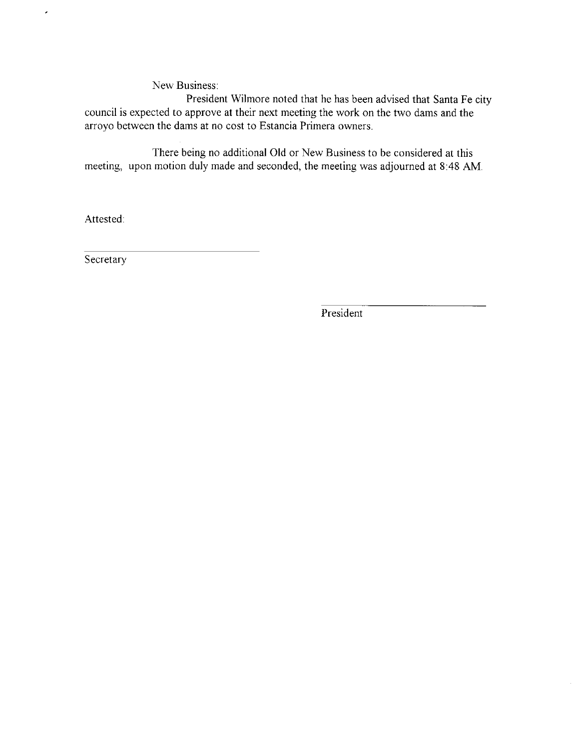New Business:

President Wilmore noted that he has been advised that Santa Fe city council is expected to approve at their next meeting the work on the two dams and the arroyo between the dams at no cost to Estancia Primera owners.

There being no additional Old or New Business to be considered at this meeting, upon motion duly made and seconded, the meeting was adjourned at 8:48 AM.

Attested:

______________________________

Secretary

______________________________

President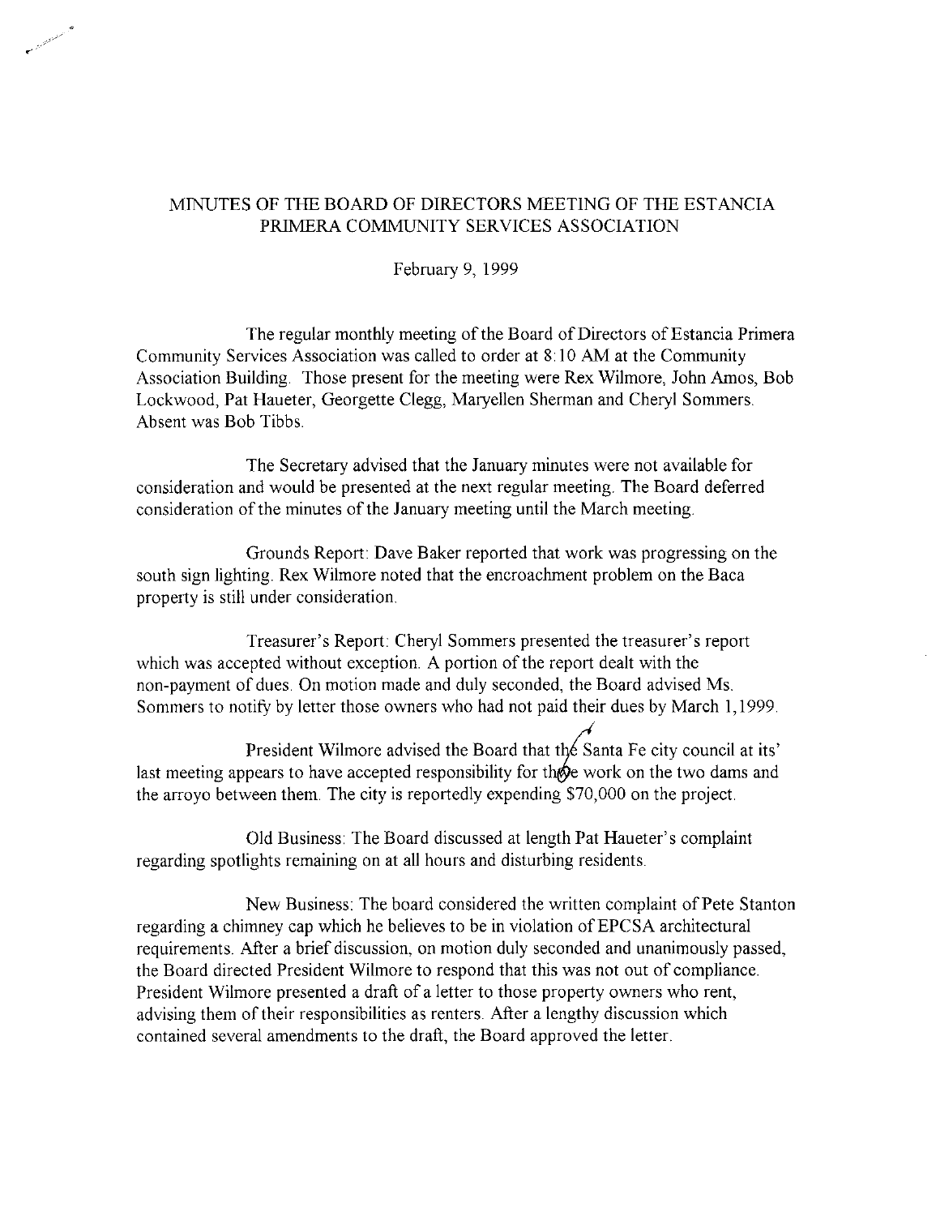# MINUTES OF THE BOARD OF DIRECTORS MEETING OF THE ESTANCIA PRIMERA COMMUNITY SERVICES ASSOCIATION

February 9, 1999

The regular monthly meeting of the Board of Directors of Estancia Primera Community Services Association was called to order at 8:10 AM at the Community Association Building. Those present for the meeting were Rex Wilmore, John Amos, Bob Lockwood, Pat Haueter, Georgette Clegg, Maryellen Sherman and Cheryl Sommers. Absent was Bob Tibbs.

The Secretary advised that the January minutes were not available for consideration and would be presented at the next regular meeting. The Board deferred consideration of the minutes of the January meeting until the March meeting.

Grounds Report: Dave Baker reported that work was progressing on the south sign lighting. Rex Wilmore noted that the encroachment problem on the Baca property is still under consideration.

Treasurer's Report: Cheryl Sommers presented the treasurer's report which was accepted without exception. A portion of the report dealt with the non-payment of dues. On motion made and duly seconded, the Board advised Ms. Sommers to notify by letter those owners who had not paid their dues by March 1,1999.

President Wilmore advised the Board that the Santa Fe city council at its' last meeting appears to have accepted responsibility for the work on the two dams and the arroyo between them. The city is reportedly expending $70,000 on the project.

Old Business: The Board discussed at length Pat Haueter's complaint regarding spotlights remaining on at all hours and disturbing residents.

New Business: The board considered the written complaint of Pete Stanton regarding a chimney cap which he believes to be in violation of EPCSA architectural requirements. After a brief discussion, on motion duly seconded and unanimously passed, the Board directed President Wilmore to respond that this was not out of compliance. President Wilmore presented a draft of a letter to those property owners who rent, advising them of their responsibilities as renters. After a lengthy discussion which contained several amendments to the draft, the Board approved the letter.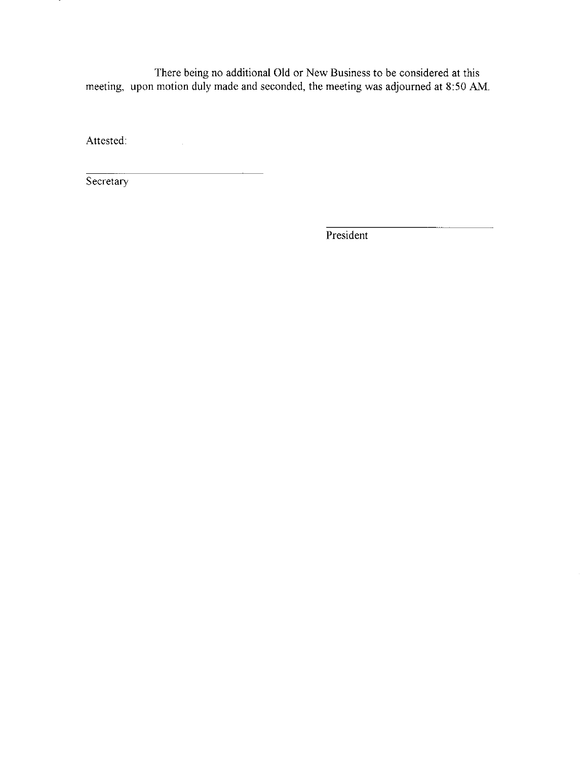There being no additional Old or New Business to be considered at this meeting, upon motion duly made and seconded, the meeting was adjourned at 8:50 AM.

Attested:

_______________________________
Secretary

_______________________________
President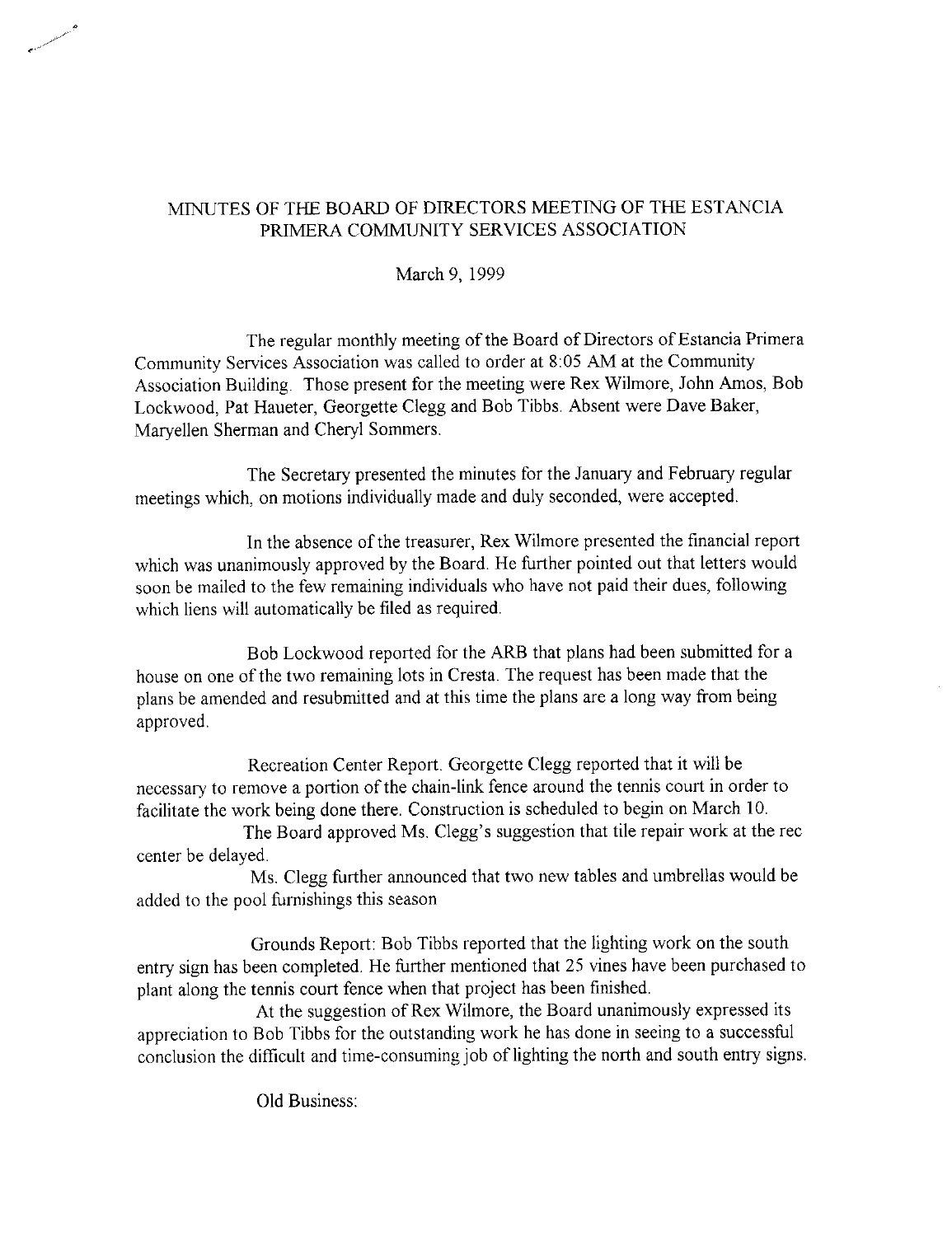# MINUTES OF THE BOARD OF DIRECTORS MEETING OF THE ESTANCIA PRIMERA COMMUNITY SERVICES ASSOCIATION

March 9, 1999

The regular monthly meeting of the Board of Directors of Estancia Primera Community Services Association was called to order at 8:05 AM at the Community Association Building. Those present for the meeting were Rex Wilmore, John Amos, Bob Lockwood, Pat Haueter, Georgette Clegg and Bob Tibbs. Absent were Dave Baker, Maryellen Sherman and Cheryl Sommers.

The Secretary presented the minutes for the January and February regular meetings which, on motions individually made and duly seconded, were accepted.

In the absence of the treasurer, Rex Wilmore presented the financial report which was unanimously approved by the Board. He further pointed out that letters would soon be mailed to the few remaining individuals who have not paid their dues, following which liens will automatically be filed as required.

Bob Lockwood reported for the ARB that plans had been submitted for a house on one of the two remaining lots in Cresta. The request has been made that the plans be amended and resubmitted and at this time the plans are a long way from being approved.

Recreation Center Report. Georgette Clegg reported that it will be necessary to remove a portion of the chain-link fence around the tennis court in order to facilitate the work being done there. Construction is scheduled to begin on March 10.

The Board approved Ms. Clegg's suggestion that tile repair work at the rec center be delayed.

Ms. Clegg further announced that two new tables and umbrellas would be added to the pool furnishings this season

Grounds Report: Bob Tibbs reported that the lighting work on the south entry sign has been completed. He further mentioned that 25 vines have been purchased to plant along the tennis court fence when that project has been finished.

At the suggestion of Rex Wilmore, the Board unanimously expressed its appreciation to Bob Tibbs for the outstanding work he has done in seeing to a successful conclusion the difficult and time-consuming job of lighting the north and south entry signs.

Old Business: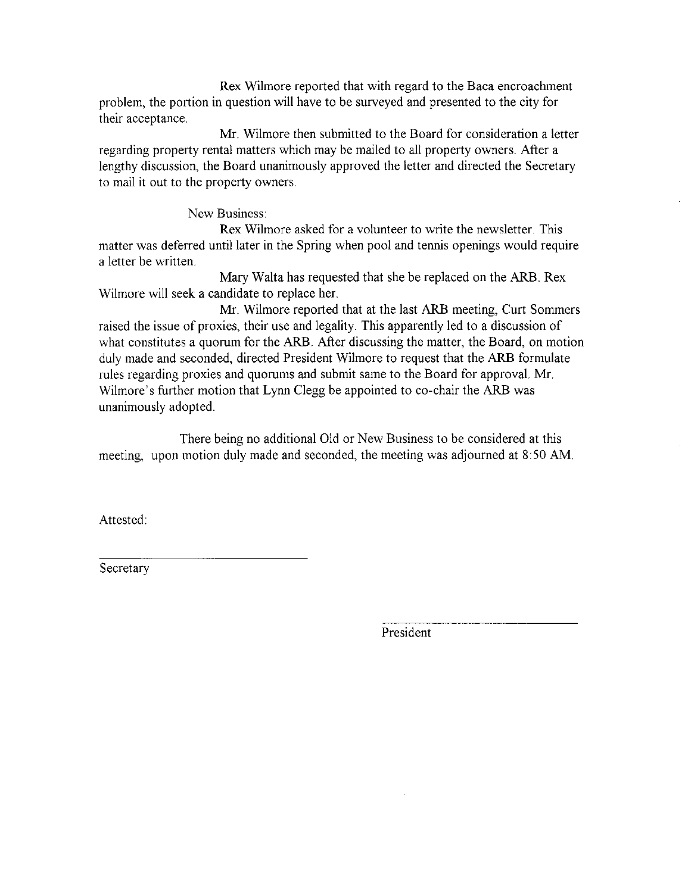Rex Wilmore reported that with regard to the Baca encroachment problem, the portion in question will have to be surveyed and presented to the city for their acceptance.

Mr. Wilmore then submitted to the Board for consideration a letter regarding property rental matters which may be mailed to all property owners. After a lengthy discussion, the Board unanimously approved the letter and directed the Secretary to mail it out to the property owners.

New Business:

Rex Wilmore asked for a volunteer to write the newsletter. This matter was deferred until later in the Spring when pool and tennis openings would require a letter be written.

Mary Walta has requested that she be replaced on the ARB. Rex Wilmore will seek a candidate to replace her.

Mr. Wilmore reported that at the last ARB meeting, Curt Sommers raised the issue of proxies, their use and legality. This apparently led to a discussion of what constitutes a quorum for the ARB. After discussing the matter, the Board, on motion duly made and seconded, directed President Wilmore to request that the ARB formulate rules regarding proxies and quorums and submit same to the Board for approval. Mr. Wilmore's further motion that Lynn Clegg be appointed to co-chair the ARB was unanimously adopted.

There being no additional Old or New Business to be considered at this meeting, upon motion duly made and seconded, the meeting was adjourned at 8:50 AM.

Attested:

\_\_\_\_\_\_\_\_\_\_\_\_\_\_\_\_\_\_\_\_\_\_\_\_\_\_\_\_

Secretary

\_\_\_\_\_\_\_\_\_\_\_\_\_\_\_\_\_\_\_\_\_\_\_\_\_\_\_\_

President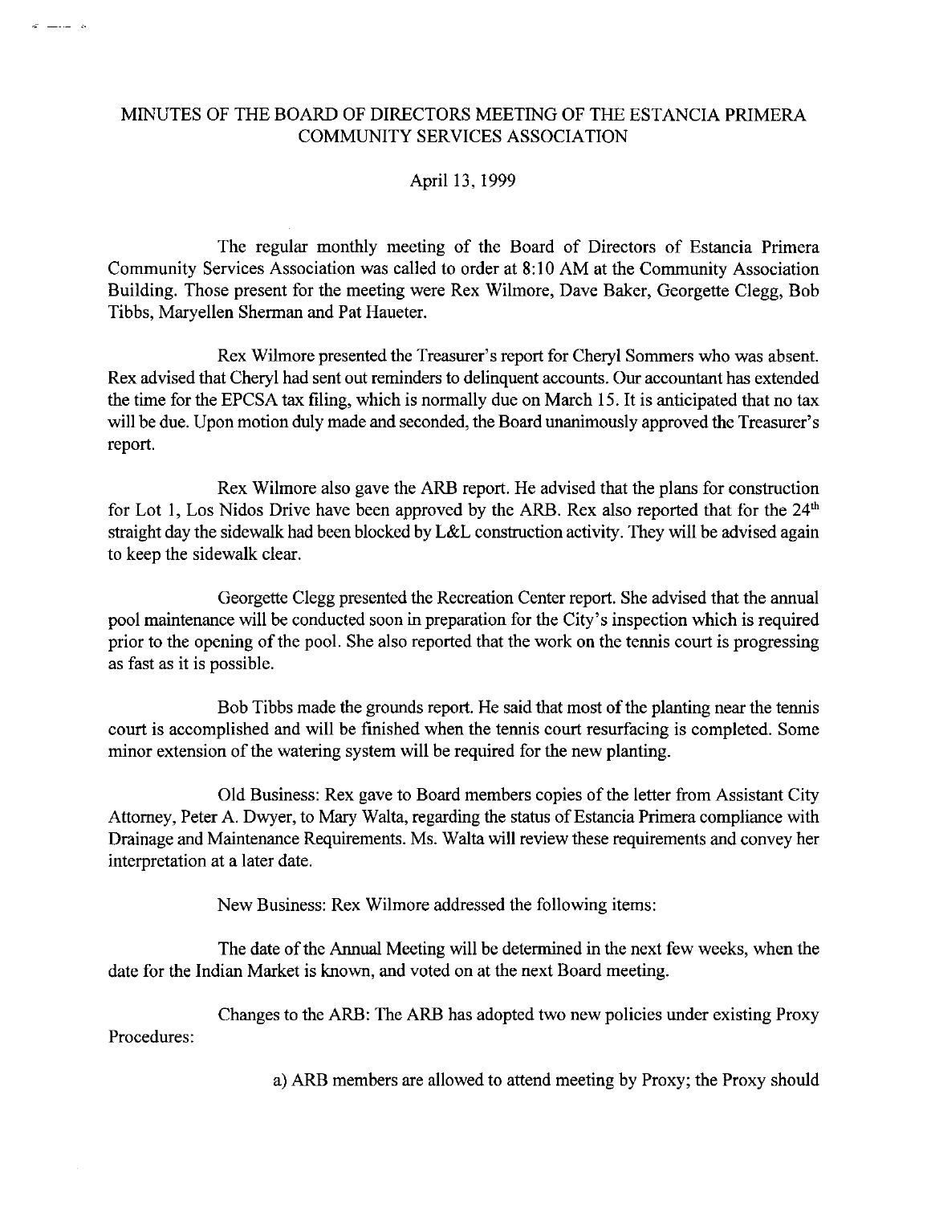# MINUTES OF THE BOARD OF DIRECTORS MEETING OF THE ESTANCIA PRIMERA COMMUNITY SERVICES ASSOCIATION

April 13, 1999

The regular monthly meeting of the Board of Directors of Estancia Primera Community Services Association was called to order at 8:10 AM at the Community Association Building. Those present for the meeting were Rex Wilmore, Dave Baker, Georgette Clegg, Bob Tibbs, Maryellen Sherman and Pat Haueter.

Rex Wilmore presented the Treasurer's report for Cheryl Sommers who was absent. Rex advised that Cheryl had sent out reminders to delinquent accounts. Our accountant has extended the time for the EPCSA tax filing, which is normally due on March 15. It is anticipated that no tax will be due. Upon motion duly made and seconded, the Board unanimously approved the Treasurer's report.

Rex Wilmore also gave the ARB report. He advised that the plans for construction for Lot 1, Los Nidos Drive have been approved by the ARB. Rex also reported that for the 24th straight day the sidewalk had been blocked by L&L construction activity. They will be advised again to keep the sidewalk clear.

Georgette Clegg presented the Recreation Center report. She advised that the annual pool maintenance will be conducted soon in preparation for the City's inspection which is required prior to the opening of the pool. She also reported that the work on the tennis court is progressing as fast as it is possible.

Bob Tibbs made the grounds report. He said that most of the planting near the tennis court is accomplished and will be finished when the tennis court resurfacing is completed. Some minor extension of the watering system will be required for the new planting.

Old Business: Rex gave to Board members copies of the letter from Assistant City Attorney, Peter A. Dwyer, to Mary Walta, regarding the status of Estancia Primera compliance with Drainage and Maintenance Requirements. Ms. Walta will review these requirements and convey her interpretation at a later date.

New Business: Rex Wilmore addressed the following items:

The date of the Annual Meeting will be determined in the next few weeks, when the date for the Indian Market is known, and voted on at the next Board meeting.

Changes to the ARB: The ARB has adopted two new policies under existing Proxy Procedures:

a) ARB members are allowed to attend meeting by Proxy; the Proxy should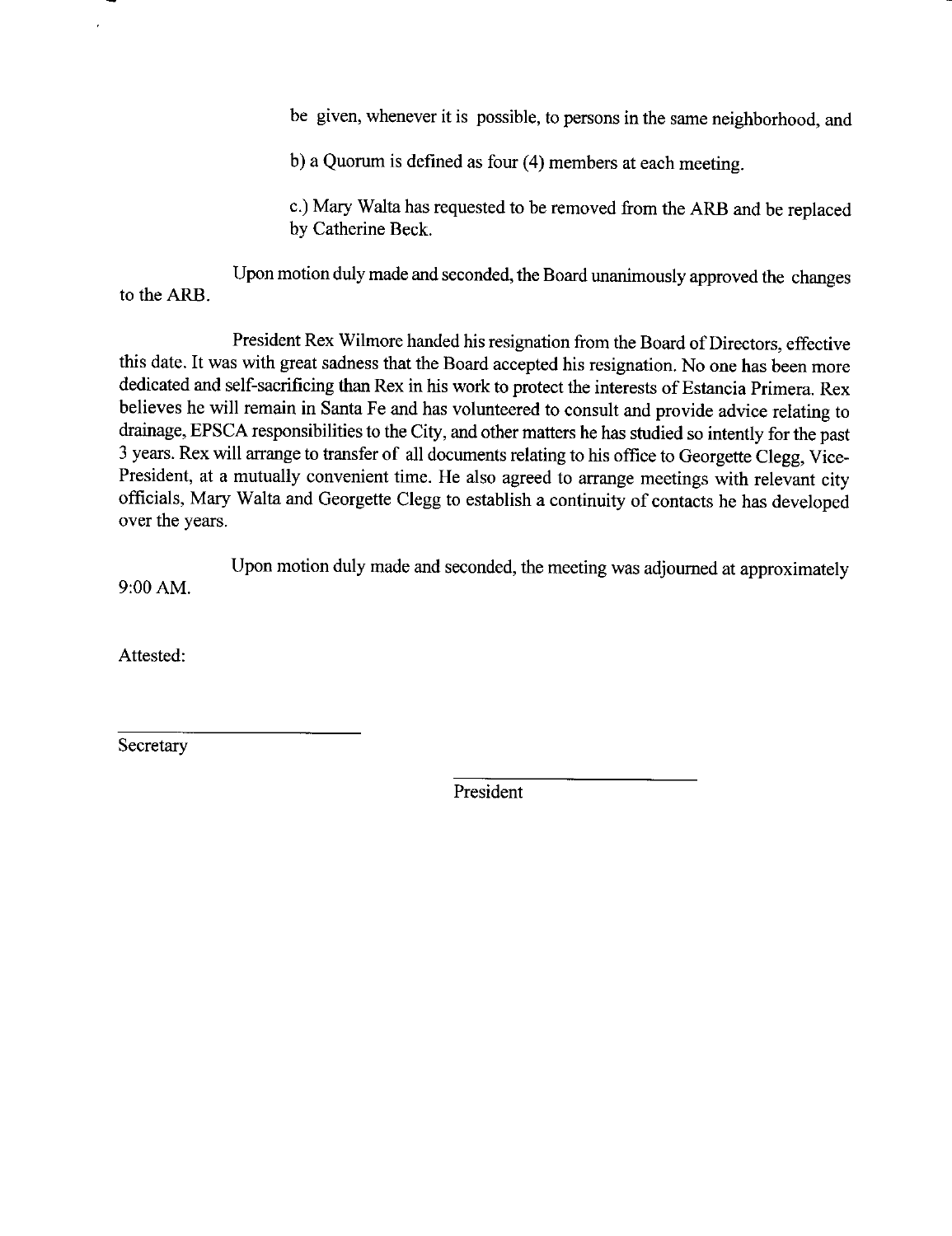be given, whenever it is possible, to persons in the same neighborhood, and

b) a Quorum is defined as four (4) members at each meeting.

c.) Mary Walta has requested to be removed from the ARB and be replaced by Catherine Beck.

Upon motion duly made and seconded, the Board unanimously approved the changes to the ARB.

President Rex Wilmore handed his resignation from the Board of Directors, effective this date. It was with great sadness that the Board accepted his resignation. No one has been more dedicated and self-sacrificing than Rex in his work to protect the interests of Estancia Primera. Rex believes he will remain in Santa Fe and has volunteered to consult and provide advice relating to drainage, EPSCA responsibilities to the City, and other matters he has studied so intently for the past 3 years. Rex will arrange to transfer of all documents relating to his office to Georgette Clegg, Vice-President, at a mutually convenient time. He also agreed to arrange meetings with relevant city officials, Mary Walta and Georgette Clegg to establish a continuity of contacts he has developed over the years.

Upon motion duly made and seconded, the meeting was adjourned at approximately 9:00 AM.

Attested:

\_\_\_\_\_\_\_\_\_\_\_\_\_\_\_\_\_\_\_\_\_\_\_\_
Secretary

\_\_\_\_\_\_\_\_\_\_\_\_\_\_\_\_\_\_\_\_\_\_\_\_
President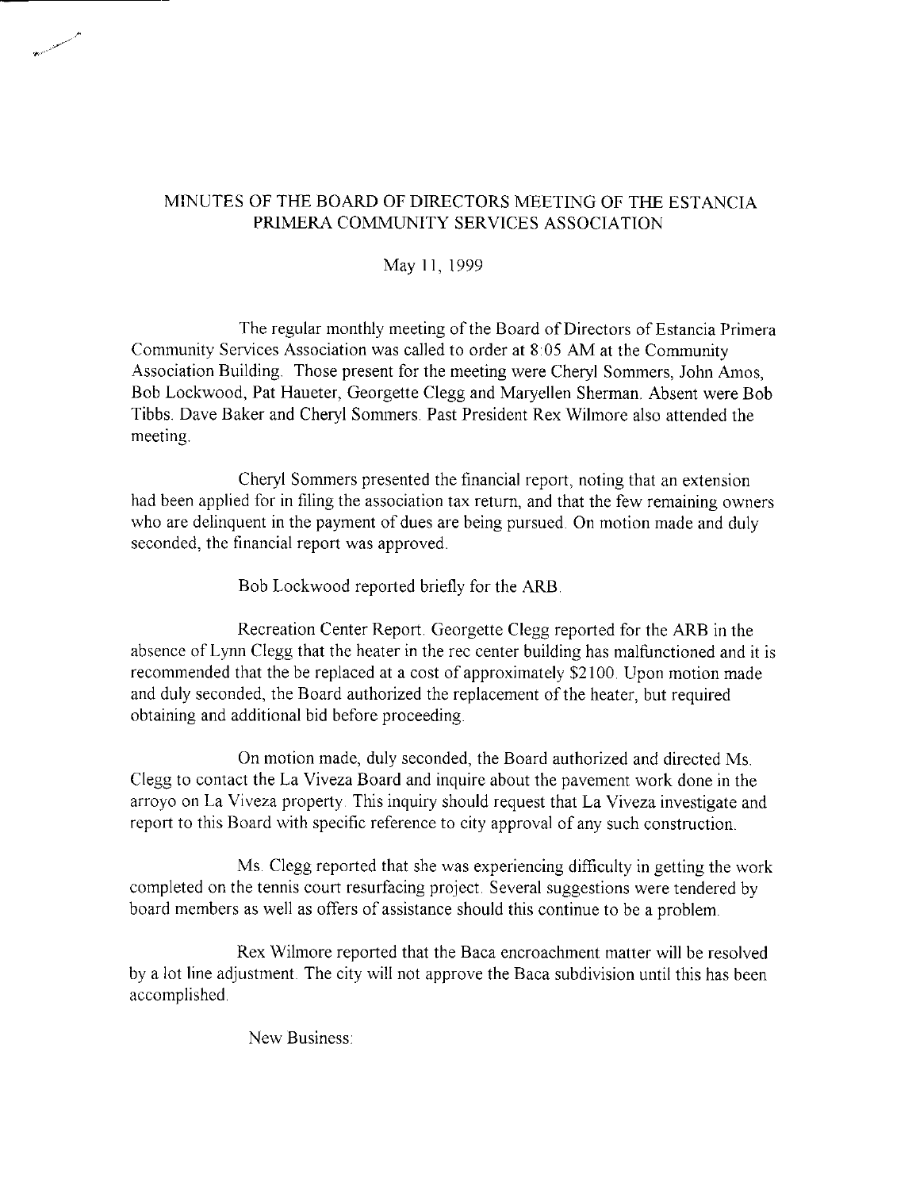# MINUTES OF THE BOARD OF DIRECTORS MEETING OF THE ESTANCIA PRIMERA COMMUNITY SERVICES ASSOCIATION

May 11, 1999

The regular monthly meeting of the Board of Directors of Estancia Primera Community Services Association was called to order at 8:05 AM at the Community Association Building. Those present for the meeting were Cheryl Sommers, John Amos, Bob Lockwood, Pat Haueter, Georgette Clegg and Maryellen Sherman. Absent were Bob Tibbs. Dave Baker and Cheryl Sommers. Past President Rex Wilmore also attended the meeting.

Cheryl Sommers presented the financial report, noting that an extension had been applied for in filing the association tax return, and that the few remaining owners who are delinquent in the payment of dues are being pursued. On motion made and duly seconded, the financial report was approved.

Bob Lockwood reported briefly for the ARB.

Recreation Center Report. Georgette Clegg reported for the ARB in the absence of Lynn Clegg that the heater in the rec center building has malfunctioned and it is recommended that the be replaced at a cost of approximately $2100. Upon motion made and duly seconded, the Board authorized the replacement of the heater, but required obtaining and additional bid before proceeding.

On motion made, duly seconded, the Board authorized and directed Ms. Clegg to contact the La Viveza Board and inquire about the pavement work done in the arroyo on La Viveza property. This inquiry should request that La Viveza investigate and report to this Board with specific reference to city approval of any such construction.

Ms. Clegg reported that she was experiencing difficulty in getting the work completed on the tennis court resurfacing project. Several suggestions were tendered by board members as well as offers of assistance should this continue to be a problem.

Rex Wilmore reported that the Baca encroachment matter will be resolved by a lot line adjustment. The city will not approve the Baca subdivision until this has been accomplished.

New Business: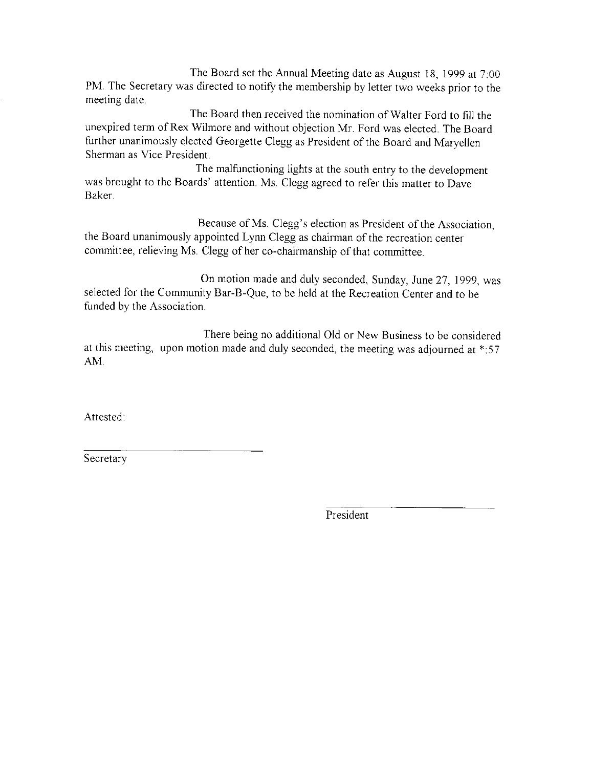The Board set the Annual Meeting date as August 18, 1999 at 7:00 PM. The Secretary was directed to notify the membership by letter two weeks prior to the meeting date.

The Board then received the nomination of Walter Ford to fill the unexpired term of Rex Wilmore and without objection Mr. Ford was elected. The Board further unanimously elected Georgette Clegg as President of the Board and Maryellen Sherman as Vice President.

The malfunctioning lights at the south entry to the development was brought to the Boards' attention. Ms. Clegg agreed to refer this matter to Dave Baker.

Because of Ms. Clegg's election as President of the Association, the Board unanimously appointed Lynn Clegg as chairman of the recreation center committee, relieving Ms. Clegg of her co-chairmanship of that committee.

On motion made and duly seconded, Sunday, June 27, 1999, was selected for the Community Bar-B-Que, to be held at the Recreation Center and to be funded by the Association.

There being no additional Old or New Business to be considered at this meeting, upon motion made and duly seconded, the meeting was adjourned at *:57 AM.

Attested:

______________________
Secretary

______________________
President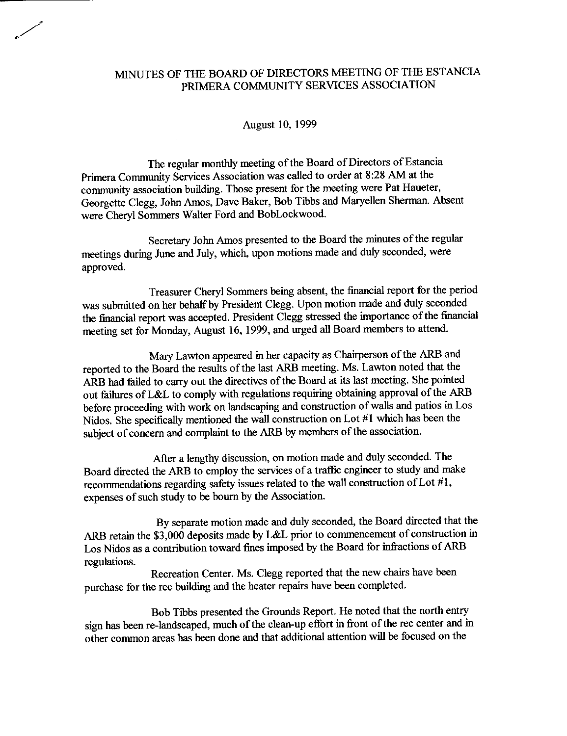# MINUTES OF THE BOARD OF DIRECTORS MEETING OF THE ESTANCIA PRIMERA COMMUNITY SERVICES ASSOCIATION

August 10, 1999

The regular monthly meeting of the Board of Directors of Estancia Primera Community Services Association was called to order at 8:28 AM at the community association building. Those present for the meeting were Pat Haueter, Georgette Clegg, John Amos, Dave Baker, Bob Tibbs and Maryellen Sherman. Absent were Cheryl Sommers Walter Ford and BobLockwood.

Secretary John Amos presented to the Board the minutes of the regular meetings during June and July, which, upon motions made and duly seconded, were approved.

Treasurer Cheryl Sommers being absent, the financial report for the period was submitted on her behalf by President Clegg. Upon motion made and duly seconded the financial report was accepted. President Clegg stressed the importance of the financial meeting set for Monday, August 16, 1999, and urged all Board members to attend.

Mary Lawton appeared in her capacity as Chairperson of the ARB and reported to the Board the results of the last ARB meeting. Ms. Lawton noted that the ARB had failed to carry out the directives of the Board at its last meeting. She pointed out failures of L&L to comply with regulations requiring obtaining approval of the ARB before proceeding with work on landscaping and construction of walls and patios in Los Nidos. She specifically mentioned the wall construction on Lot #1 which has been the subject of concern and complaint to the ARB by members of the association.

After a lengthy discussion, on motion made and duly seconded. The Board directed the ARB to employ the services of a traffic engineer to study and make recommendations regarding safety issues related to the wall construction of Lot #1, expenses of such study to be bourn by the Association.

By separate motion made and duly seconded, the Board directed that the ARB retain the $3,000 deposits made by L&L prior to commencement of construction in Los Nidos as a contribution toward fines imposed by the Board for infractions of ARB regulations.

Recreation Center. Ms. Clegg reported that the new chairs have been purchase for the rec building and the heater repairs have been completed.

Bob Tibbs presented the Grounds Report. He noted that the north entry sign has been re-landscaped, much of the clean-up effort in front of the rec center and in other common areas has been done and that additional attention will be focused on the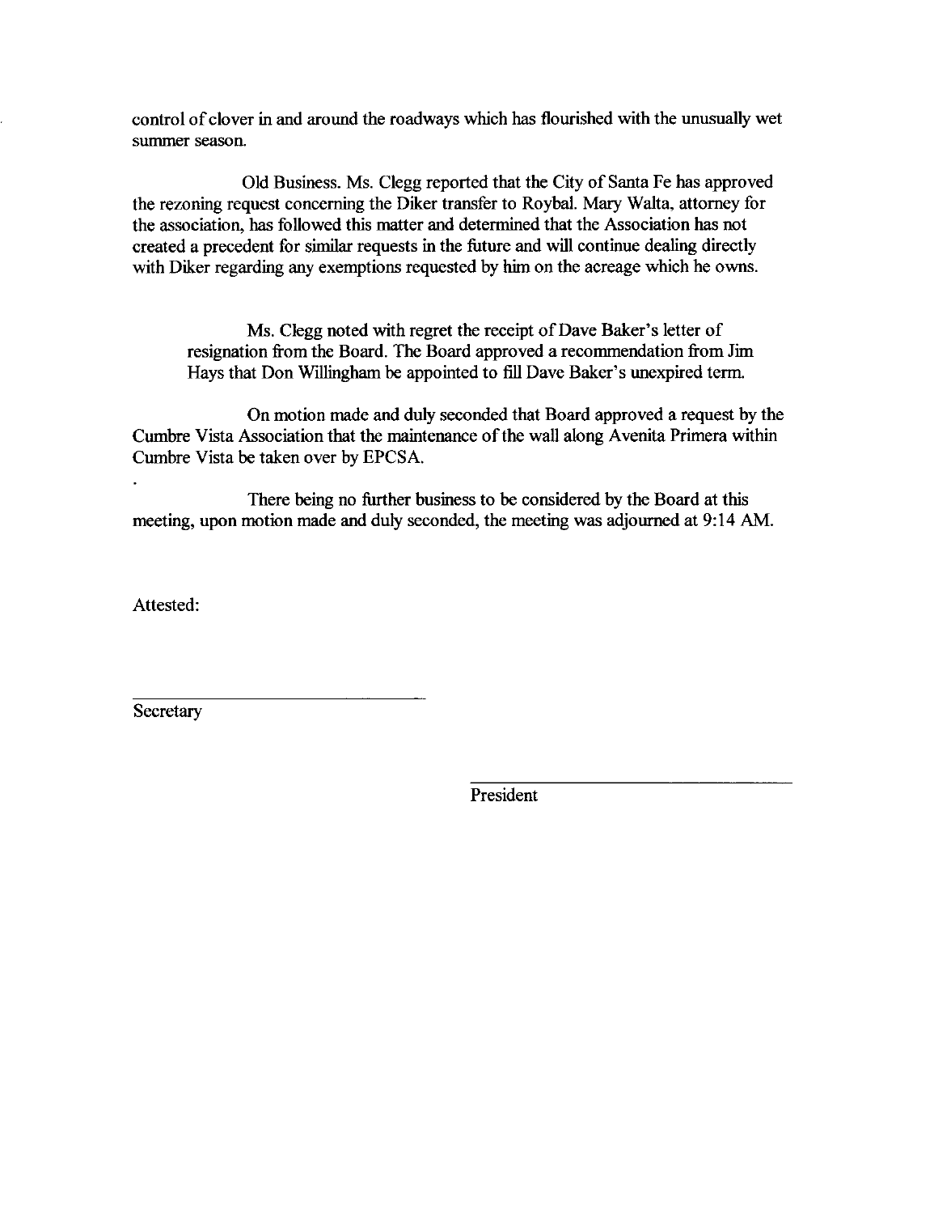control of clover in and around the roadways which has flourished with the unusually wet summer season.

Old Business. Ms. Clegg reported that the City of Santa Fe has approved the rezoning request concerning the Diker transfer to Roybal. Mary Walta, attorney for the association, has followed this matter and determined that the Association has not created a precedent for similar requests in the future and will continue dealing directly with Diker regarding any exemptions requested by him on the acreage which he owns.

Ms. Clegg noted with regret the receipt of Dave Baker's letter of resignation from the Board. The Board approved a recommendation from Jim Hays that Don Willingham be appointed to fill Dave Baker's unexpired term.

On motion made and duly seconded that Board approved a request by the Cumbre Vista Association that the maintenance of the wall along Avenita Primera within Cumbre Vista be taken over by EPCSA.

There being no further business to be considered by the Board at this meeting, upon motion made and duly seconded, the meeting was adjourned at 9:14 AM.

Attested:

\_\_\_\_\_\_\_\_\_\_\_\_\_\_\_\_\_\_\_\_\_\_\_\_\_\_\_\_\_\_

Secretary

\_\_\_\_\_\_\_\_\_\_\_\_\_\_\_\_\_\_\_\_\_\_\_\_\_\_\_\_\_\_

President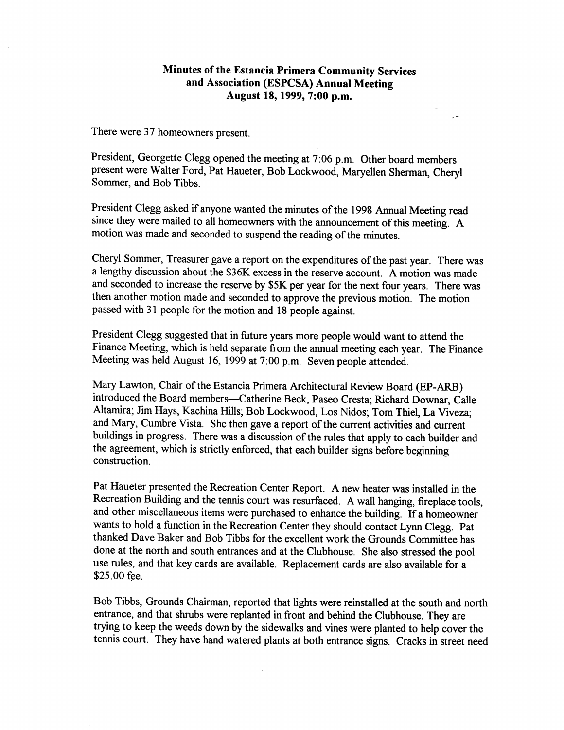**Minutes of the Estancia Primera Community Services and Association (ESPCSA) Annual Meeting August 18, 1999, 7:00 p.m.**

There were 37 homeowners present.

President, Georgette Clegg opened the meeting at 7:06 p.m. Other board members present were Walter Ford, Pat Haueter, Bob Lockwood, Maryellen Sherman, Cheryl Sommer, and Bob Tibbs.

President Clegg asked if anyone wanted the minutes of the 1998 Annual Meeting read since they were mailed to all homeowners with the announcement of this meeting. A motion was made and seconded to suspend the reading of the minutes.

Cheryl Sommer, Treasurer gave a report on the expenditures of the past year. There was a lengthy discussion about the $36K excess in the reserve account. A motion was made and seconded to increase the reserve by $5K per year for the next four years. There was then another motion made and seconded to approve the previous motion. The motion passed with 31 people for the motion and 18 people against.

President Clegg suggested that in future years more people would want to attend the Finance Meeting, which is held separate from the annual meeting each year. The Finance Meeting was held August 16, 1999 at 7:00 p.m. Seven people attended.

Mary Lawton, Chair of the Estancia Primera Architectural Review Board (EP-ARB) introduced the Board members—Catherine Beck, Paseo Cresta; Richard Downar, Calle Altamira; Jim Hays, Kachina Hills; Bob Lockwood, Los Nidos; Tom Thiel, La Viveza; and Mary, Cumbre Vista. She then gave a report of the current activities and current buildings in progress. There was a discussion of the rules that apply to each builder and the agreement, which is strictly enforced, that each builder signs before beginning construction.

Pat Haueter presented the Recreation Center Report. A new heater was installed in the Recreation Building and the tennis court was resurfaced. A wall hanging, fireplace tools, and other miscellaneous items were purchased to enhance the building. If a homeowner wants to hold a function in the Recreation Center they should contact Lynn Clegg. Pat thanked Dave Baker and Bob Tibbs for the excellent work the Grounds Committee has done at the north and south entrances and at the Clubhouse. She also stressed the pool use rules, and that key cards are available. Replacement cards are also available for a $25.00 fee.

Bob Tibbs, Grounds Chairman, reported that lights were reinstalled at the south and north entrance, and that shrubs were replanted in front and behind the Clubhouse. They are trying to keep the weeds down by the sidewalks and vines were planted to help cover the tennis court. They have hand watered plants at both entrance signs. Cracks in street need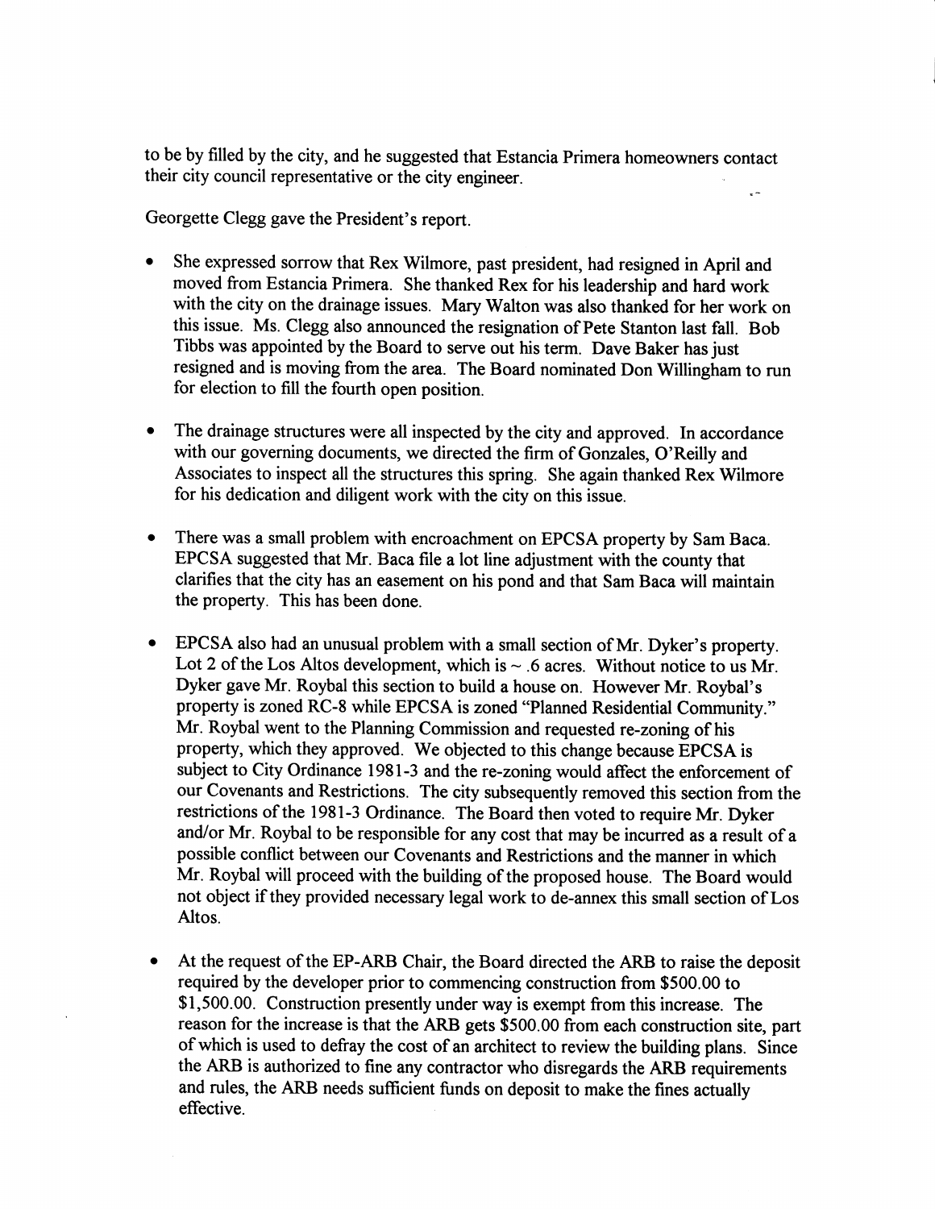to be by filled by the city, and he suggested that Estancia Primera homeowners contact their city council representative or the city engineer.

Georgette Clegg gave the President's report.

- She expressed sorrow that Rex Wilmore, past president, had resigned in April and moved from Estancia Primera. She thanked Rex for his leadership and hard work with the city on the drainage issues. Mary Walton was also thanked for her work on this issue. Ms. Clegg also announced the resignation of Pete Stanton last fall. Bob Tibbs was appointed by the Board to serve out his term. Dave Baker has just resigned and is moving from the area. The Board nominated Don Willingham to run for election to fill the fourth open position.

- The drainage structures were all inspected by the city and approved. In accordance with our governing documents, we directed the firm of Gonzales, O'Reilly and Associates to inspect all the structures this spring. She again thanked Rex Wilmore for his dedication and diligent work with the city on this issue.

- There was a small problem with encroachment on EPCSA property by Sam Baca. EPCSA suggested that Mr. Baca file a lot line adjustment with the county that clarifies that the city has an easement on his pond and that Sam Baca will maintain the property. This has been done.

- EPCSA also had an unusual problem with a small section of Mr. Dyker's property. Lot 2 of the Los Altos development, which is ~ .6 acres. Without notice to us Mr. Dyker gave Mr. Roybal this section to build a house on. However Mr. Roybal's property is zoned RC-8 while EPCSA is zoned "Planned Residential Community." Mr. Roybal went to the Planning Commission and requested re-zoning of his property, which they approved. We objected to this change because EPCSA is subject to City Ordinance 1981-3 and the re-zoning would affect the enforcement of our Covenants and Restrictions. The city subsequently removed this section from the restrictions of the 1981-3 Ordinance. The Board then voted to require Mr. Dyker and/or Mr. Roybal to be responsible for any cost that may be incurred as a result of a possible conflict between our Covenants and Restrictions and the manner in which Mr. Roybal will proceed with the building of the proposed house. The Board would not object if they provided necessary legal work to de-annex this small section of Los Altos.

- At the request of the EP-ARB Chair, the Board directed the ARB to raise the deposit required by the developer prior to commencing construction from $500.00 to $1,500.00. Construction presently under way is exempt from this increase. The reason for the increase is that the ARB gets $500.00 from each construction site, part of which is used to defray the cost of an architect to review the building plans. Since the ARB is authorized to fine any contractor who disregards the ARB requirements and rules, the ARB needs sufficient funds on deposit to make the fines actually effective.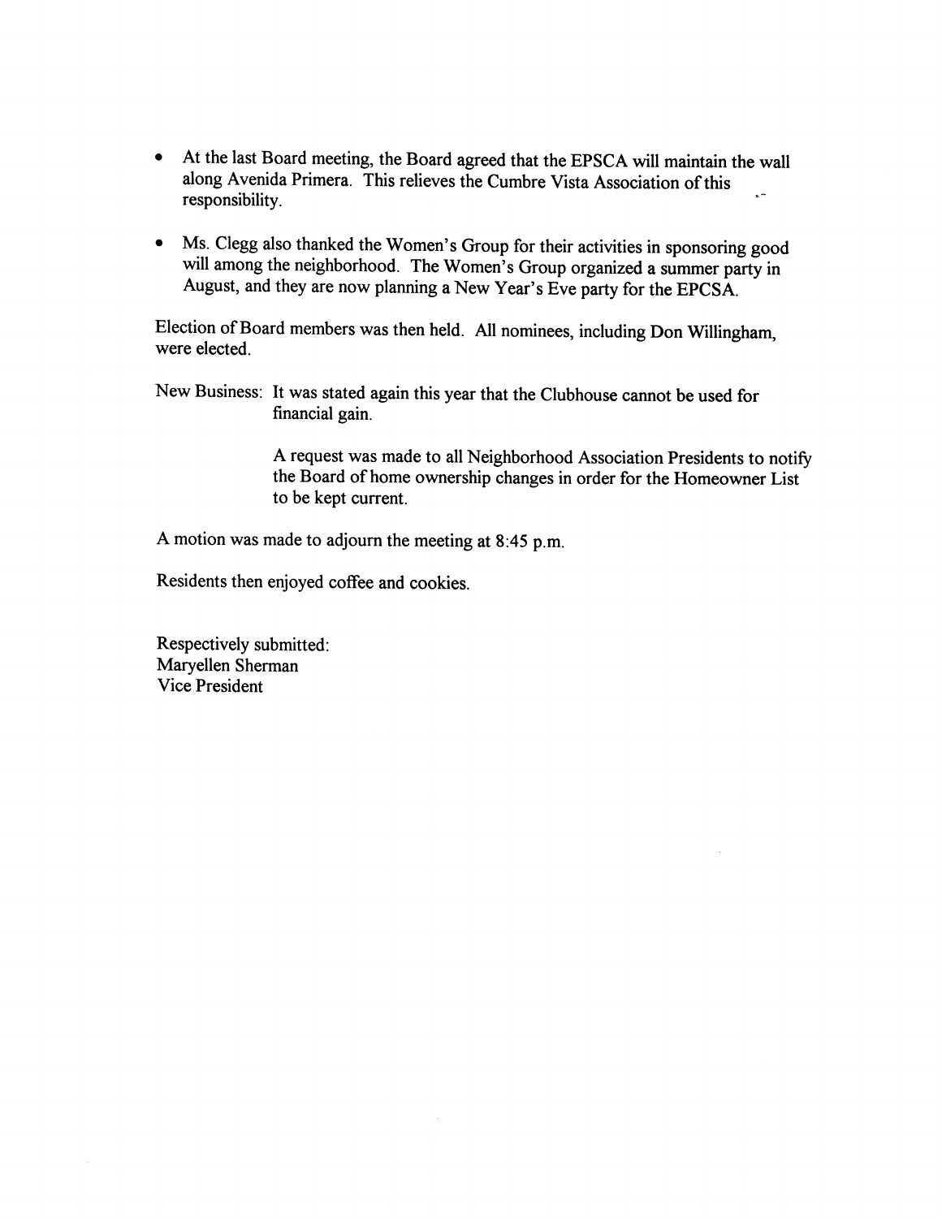- At the last Board meeting, the Board agreed that the EPSCA will maintain the wall along Avenida Primera. This relieves the Cumbre Vista Association of this responsibility.

- Ms. Clegg also thanked the Women's Group for their activities in sponsoring good will among the neighborhood. The Women's Group organized a summer party in August, and they are now planning a New Year's Eve party for the EPCSA.

Election of Board members was then held. All nominees, including Don Willingham, were elected.

New Business: It was stated again this year that the Clubhouse cannot be used for financial gain.

A request was made to all Neighborhood Association Presidents to notify the Board of home ownership changes in order for the Homeowner List to be kept current.

A motion was made to adjourn the meeting at 8:45 p.m.

Residents then enjoyed coffee and cookies.

Respectively submitted:
Maryellen Sherman
Vice President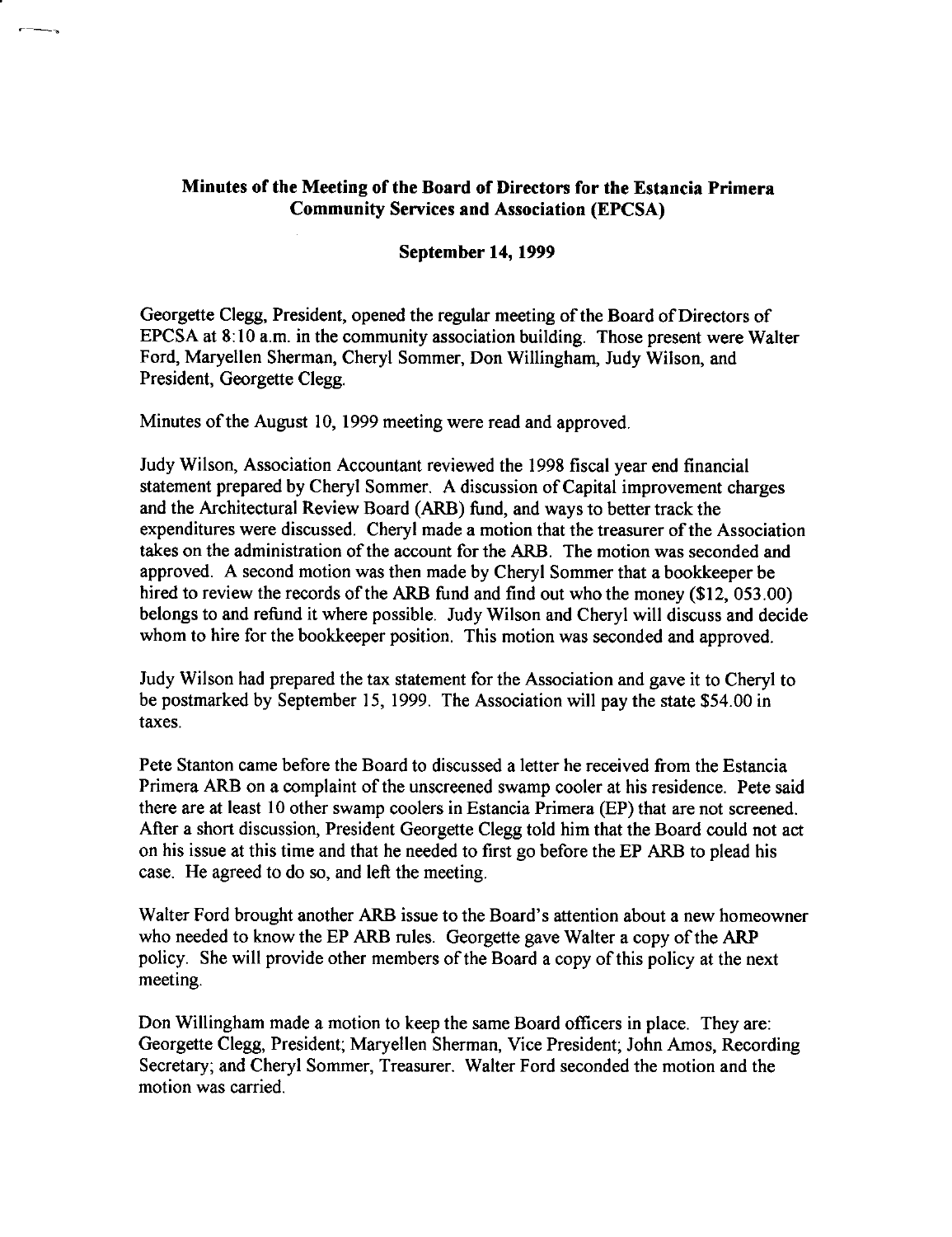**Minutes of the Meeting of the Board of Directors for the Estancia Primera Community Services and Association (EPCSA)**

**September 14, 1999**

Georgette Clegg, President, opened the regular meeting of the Board of Directors of EPCSA at 8:10 a.m. in the community association building. Those present were Walter Ford, Maryellen Sherman, Cheryl Sommer, Don Willingham, Judy Wilson, and President, Georgette Clegg.

Minutes of the August 10, 1999 meeting were read and approved.

Judy Wilson, Association Accountant reviewed the 1998 fiscal year end financial statement prepared by Cheryl Sommer. A discussion of Capital improvement charges and the Architectural Review Board (ARB) fund, and ways to better track the expenditures were discussed. Cheryl made a motion that the treasurer of the Association takes on the administration of the account for the ARB. The motion was seconded and approved. A second motion was then made by Cheryl Sommer that a bookkeeper be hired to review the records of the ARB fund and find out who the money ($12, 053.00) belongs to and refund it where possible. Judy Wilson and Cheryl will discuss and decide whom to hire for the bookkeeper position. This motion was seconded and approved.

Judy Wilson had prepared the tax statement for the Association and gave it to Cheryl to be postmarked by September 15, 1999. The Association will pay the state $54.00 in taxes.

Pete Stanton came before the Board to discussed a letter he received from the Estancia Primera ARB on a complaint of the unscreened swamp cooler at his residence. Pete said there are at least 10 other swamp coolers in Estancia Primera (EP) that are not screened. After a short discussion, President Georgette Clegg told him that the Board could not act on his issue at this time and that he needed to first go before the EP ARB to plead his case. He agreed to do so, and left the meeting.

Walter Ford brought another ARB issue to the Board's attention about a new homeowner who needed to know the EP ARB rules. Georgette gave Walter a copy of the ARP policy. She will provide other members of the Board a copy of this policy at the next meeting.

Don Willingham made a motion to keep the same Board officers in place. They are: Georgette Clegg, President; Maryellen Sherman, Vice President; John Amos, Recording Secretary; and Cheryl Sommer, Treasurer. Walter Ford seconded the motion and the motion was carried.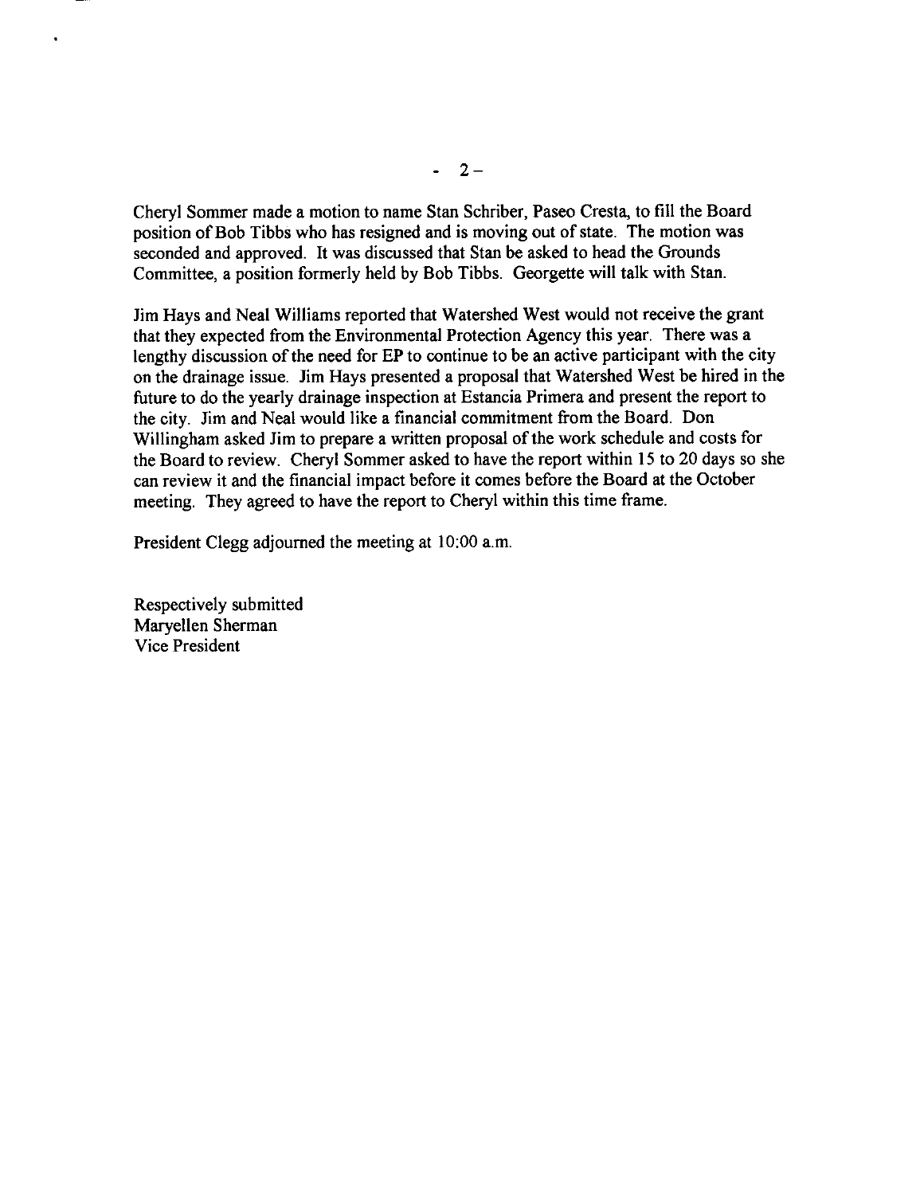Cheryl Sommer made a motion to name Stan Schriber, Paseo Cresta, to fill the Board position of Bob Tibbs who has resigned and is moving out of state. The motion was seconded and approved. It was discussed that Stan be asked to head the Grounds Committee, a position formerly held by Bob Tibbs. Georgette will talk with Stan.

Jim Hays and Neal Williams reported that Watershed West would not receive the grant that they expected from the Environmental Protection Agency this year. There was a lengthy discussion of the need for EP to continue to be an active participant with the city on the drainage issue. Jim Hays presented a proposal that Watershed West be hired in the future to do the yearly drainage inspection at Estancia Primera and present the report to the city. Jim and Neal would like a financial commitment from the Board. Don Willingham asked Jim to prepare a written proposal of the work schedule and costs for the Board to review. Cheryl Sommer asked to have the report within 15 to 20 days so she can review it and the financial impact before it comes before the Board at the October meeting. They agreed to have the report to Cheryl within this time frame.

President Clegg adjourned the meeting at 10:00 a.m.

Respectively submitted
Maryellen Sherman
Vice President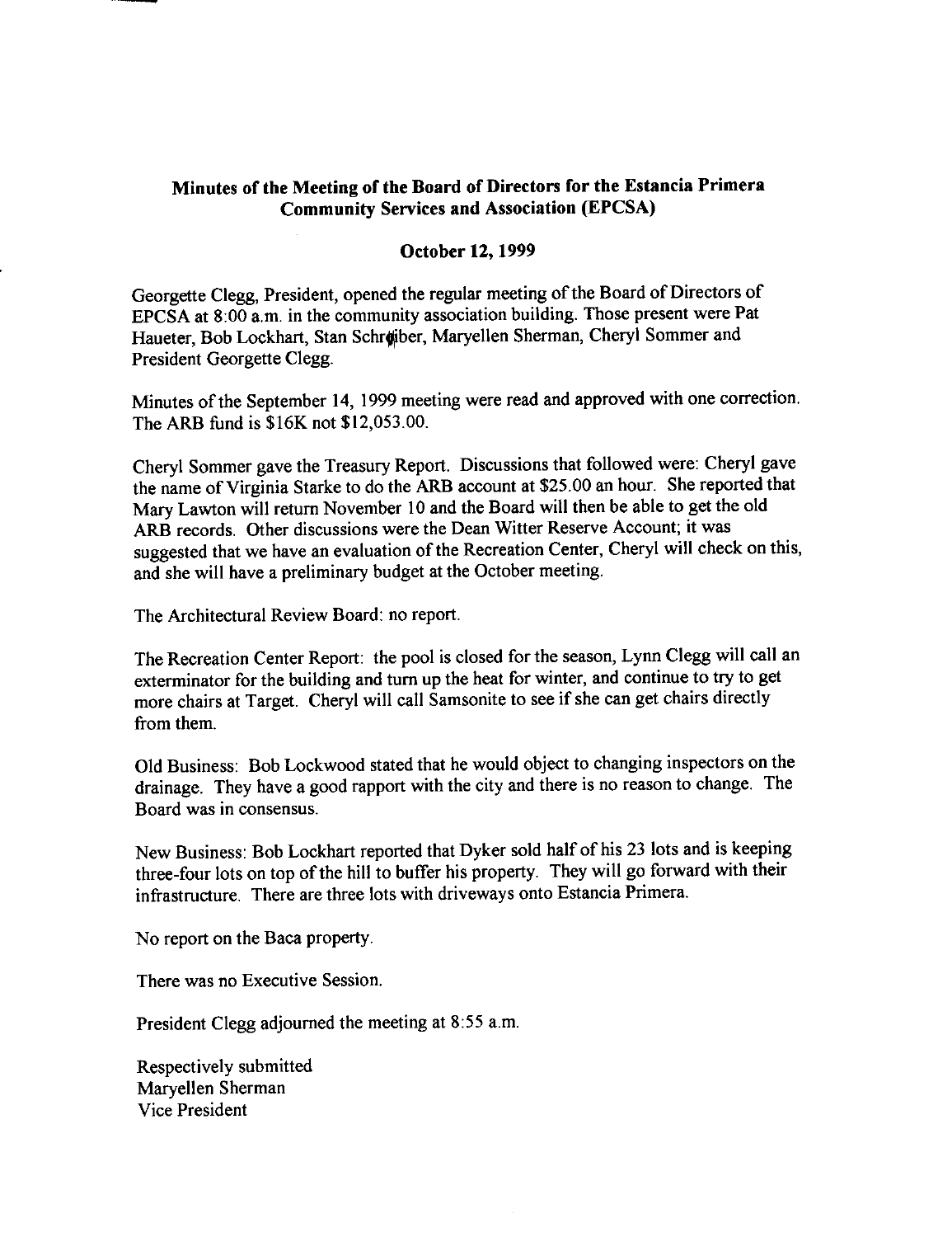**Minutes of the Meeting of the Board of Directors for the Estancia Primera Community Services and Association (EPCSA)**

**October 12, 1999**

Georgette Clegg, President, opened the regular meeting of the Board of Directors of EPCSA at 8:00 a.m. in the community association building. Those present were Pat Haueter, Bob Lockhart, Stan Schreiber, Maryellen Sherman, Cheryl Sommer and President Georgette Clegg.

Minutes of the September 14, 1999 meeting were read and approved with one correction. The ARB fund is $16K not $12,053.00.

Cheryl Sommer gave the Treasury Report. Discussions that followed were: Cheryl gave the name of Virginia Starke to do the ARB account at $25.00 an hour. She reported that Mary Lawton will return November 10 and the Board will then be able to get the old ARB records. Other discussions were the Dean Witter Reserve Account; it was suggested that we have an evaluation of the Recreation Center, Cheryl will check on this, and she will have a preliminary budget at the October meeting.

The Architectural Review Board: no report.

The Recreation Center Report: the pool is closed for the season, Lynn Clegg will call an exterminator for the building and turn up the heat for winter, and continue to try to get more chairs at Target. Cheryl will call Samsonite to see if she can get chairs directly from them.

Old Business: Bob Lockwood stated that he would object to changing inspectors on the drainage. They have a good rapport with the city and there is no reason to change. The Board was in consensus.

New Business: Bob Lockhart reported that Dyker sold half of his 23 lots and is keeping three-four lots on top of the hill to buffer his property. They will go forward with their infrastructure. There are three lots with driveways onto Estancia Primera.

No report on the Baca property.

There was no Executive Session.

President Clegg adjourned the meeting at 8:55 a.m.

Respectively submitted
Maryellen Sherman
Vice President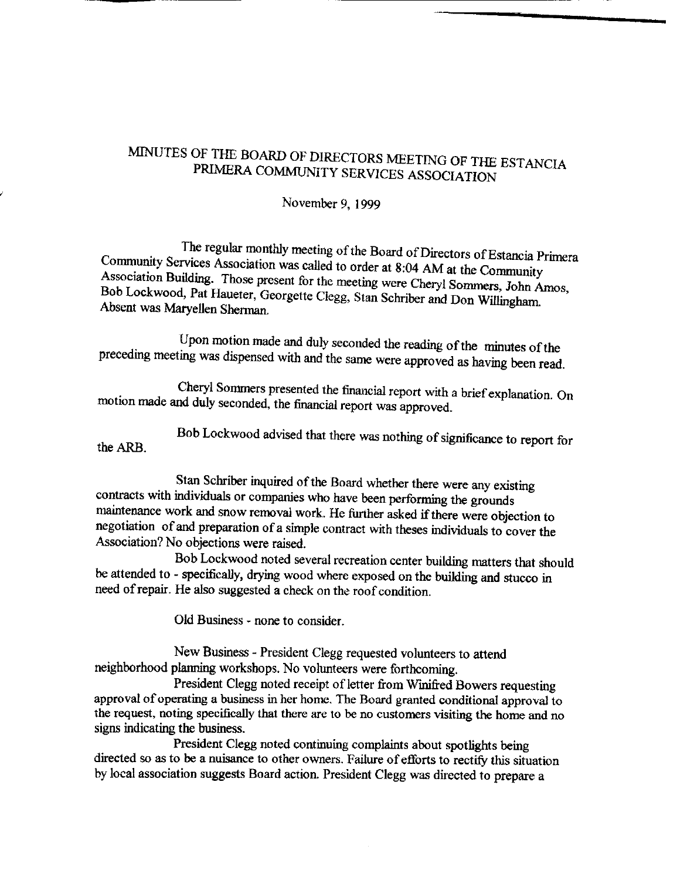# MINUTES OF THE BOARD OF DIRECTORS MEETING OF THE ESTANCIA PRIMERA COMMUNITY SERVICES ASSOCIATION

November 9, 1999

The regular monthly meeting of the Board of Directors of Estancia Primera Community Services Association was called to order at 8:04 AM at the Community Association Building. Those present for the meeting were Cheryl Sommers, John Amos, Bob Lockwood, Pat Haueter, Georgette Clegg, Stan Schriber and Don Willingham. Absent was Maryellen Sherman.

Upon motion made and duly seconded the reading of the minutes of the preceding meeting was dispensed with and the same were approved as having been read.

Cheryl Sommers presented the financial report with a brief explanation. On motion made and duly seconded, the financial report was approved.

Bob Lockwood advised that there was nothing of significance to report for the ARB.

Stan Schriber inquired of the Board whether there were any existing contracts with individuals or companies who have been performing the grounds maintenance work and snow removal work. He further asked if there were objection to negotiation of and preparation of a simple contract with theses individuals to cover the Association? No objections were raised.

Bob Lockwood noted several recreation center building matters that should be attended to - specifically, drying wood where exposed on the building and stucco in need of repair. He also suggested a check on the roof condition.

Old Business - none to consider.

New Business - President Clegg requested volunteers to attend neighborhood planning workshops. No volunteers were forthcoming.

President Clegg noted receipt of letter from Winifred Bowers requesting approval of operating a business in her home. The Board granted conditional approval to the request, noting specifically that there are to be no customers visiting the home and no signs indicating the business.

President Clegg noted continuing complaints about spotlights being directed so as to be a nuisance to other owners. Failure of efforts to rectify this situation by local association suggests Board action. President Clegg was directed to prepare a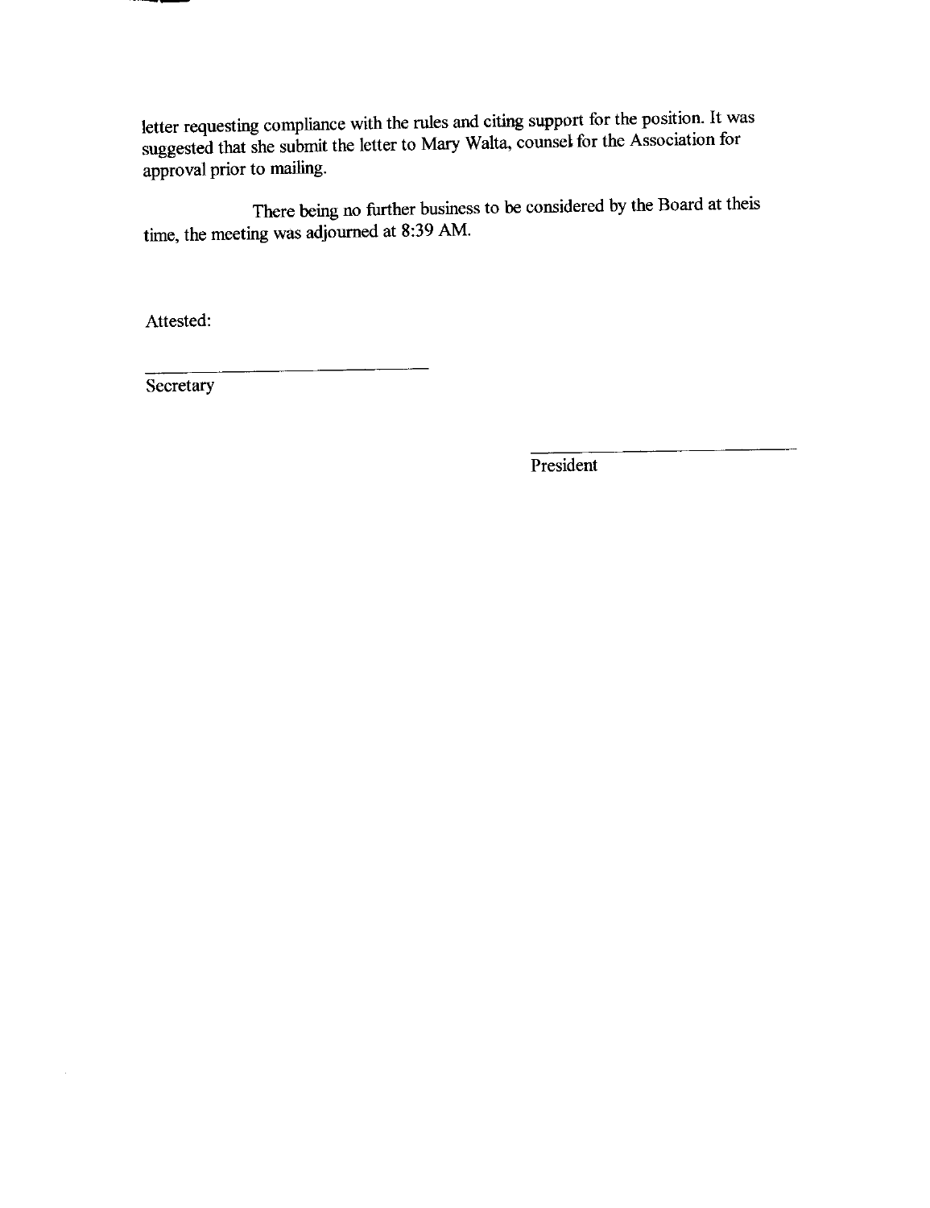letter requesting compliance with the rules and citing support for the position. It was suggested that she submit the letter to Mary Walta, counsel for the Association for approval prior to mailing.

There being no further business to be considered by the Board at theis time, the meeting was adjourned at 8:39 AM.

Attested:

\_\_\_\_\_\_\_\_\_\_\_\_\_\_\_\_\_\_\_\_\_\_\_\_\_\_\_\_

Secretary

\_\_\_\_\_\_\_\_\_\_\_\_\_\_\_\_\_\_\_\_\_\_\_\_\_\_\_\_

President